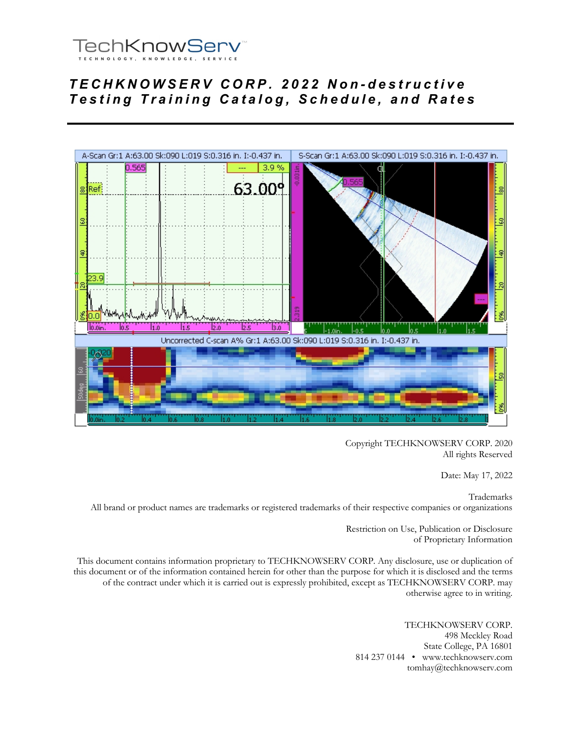TechKnowServ™

TECHNOLOGY, KNOWLEDGE, SERVICE

# TECHKNOWSERV CORP. 2022 Non-destructive Testing Training Catalog, Schedule, and Rates

Copyright TECHKNOWSERV CORP. 2020
All rights Reserved

Date: May 17, 2022

Trademarks
All brand or product names are trademarks or registered trademarks of their respective companies or organizations

Restriction on Use, Publication or Disclosure
of Proprietary Information

This document contains information proprietary to TECHKNOWSERV CORP. Any disclosure, use or duplication of this document or of the information contained herein for other than the purpose for which it is disclosed and the terms of the contract under which it is carried out is expressly prohibited, except as TECHKNOWSERV CORP. may otherwise agree to in writing.

TECHKNOWSERV CORP.
498 Meckley Road
State College, PA 16801
814 237 0144 • www.techknowserv.com
tomhay@techknowserv.com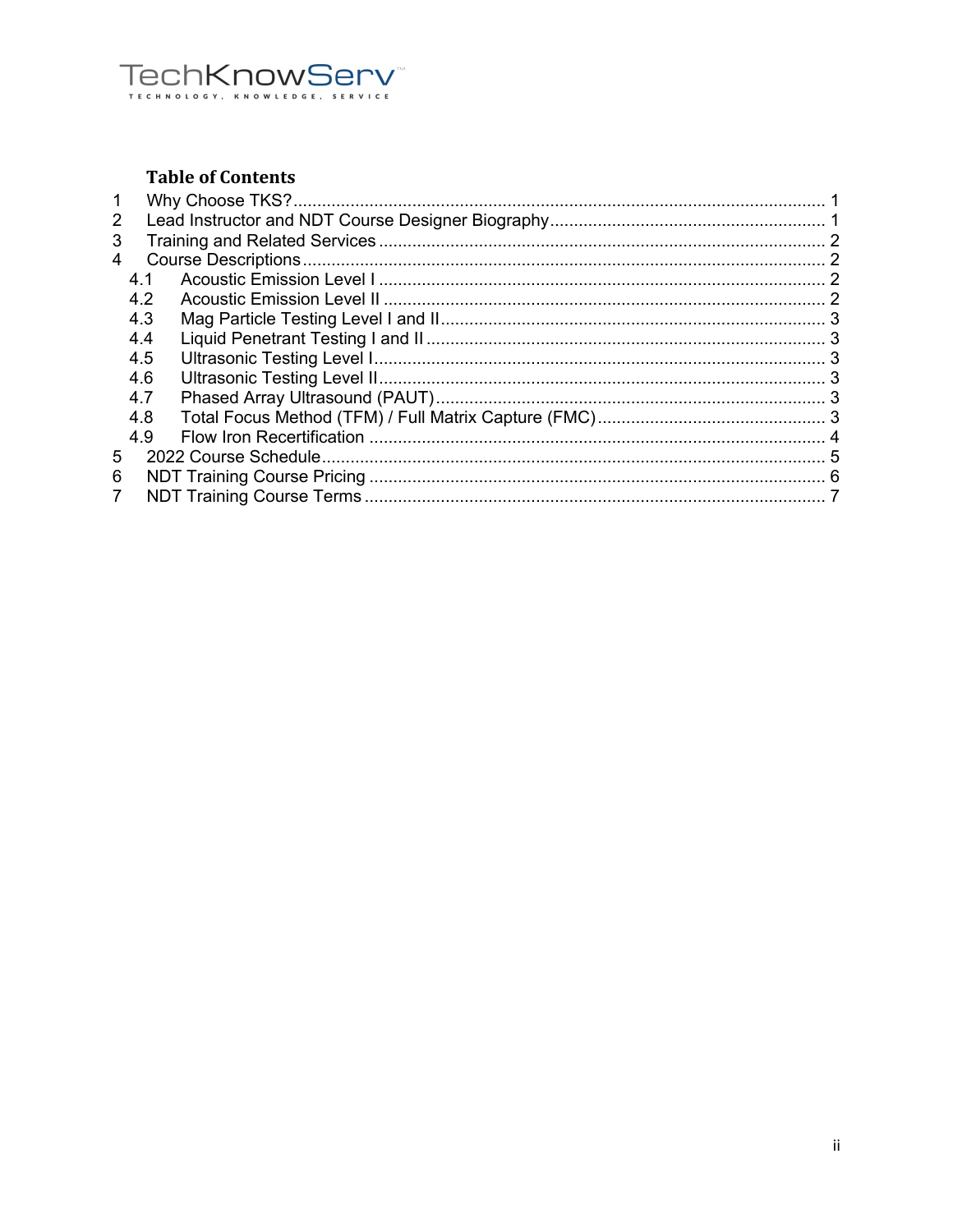TechKnowServ™

TECHNOLOGY, KNOWLEDGE, SERVICE

## Table of Contents

1 Why Choose TKS? ..... 1
2 Lead Instructor and NDT Course Designer Biography ..... 1
3 Training and Related Services ..... 2
4 Course Descriptions ..... 2
  4.1 Acoustic Emission Level I ..... 2
  4.2 Acoustic Emission Level II ..... 2
  4.3 Mag Particle Testing Level I and II ..... 3
  4.4 Liquid Penetrant Testing I and II ..... 3
  4.5 Ultrasonic Testing Level I ..... 3
  4.6 Ultrasonic Testing Level II ..... 3
  4.7 Phased Array Ultrasound (PAUT) ..... 3
  4.8 Total Focus Method (TFM) / Full Matrix Capture (FMC) ..... 3
  4.9 Flow Iron Recertification ..... 4
5 2022 Course Schedule ..... 5
6 NDT Training Course Pricing ..... 6
7 NDT Training Course Terms ..... 7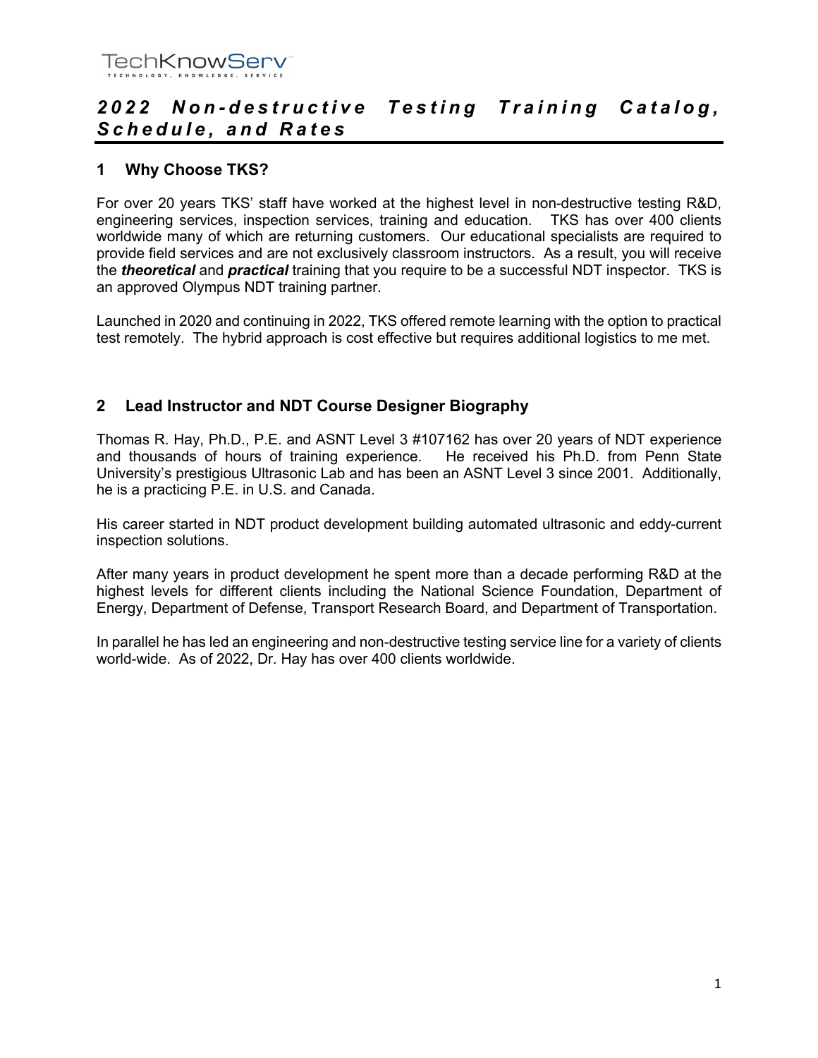# 2022 Non-destructive Testing Training Catalog, Schedule, and Rates

## 1 Why Choose TKS?

For over 20 years TKS' staff have worked at the highest level in non-destructive testing R&D, engineering services, inspection services, training and education. TKS has over 400 clients worldwide many of which are returning customers. Our educational specialists are required to provide field services and are not exclusively classroom instructors. As a result, you will receive the ***theoretical*** and ***practical*** training that you require to be a successful NDT inspector. TKS is an approved Olympus NDT training partner.

Launched in 2020 and continuing in 2022, TKS offered remote learning with the option to practical test remotely. The hybrid approach is cost effective but requires additional logistics to me met.

## 2 Lead Instructor and NDT Course Designer Biography

Thomas R. Hay, Ph.D., P.E. and ASNT Level 3 #107162 has over 20 years of NDT experience and thousands of hours of training experience. He received his Ph.D. from Penn State University's prestigious Ultrasonic Lab and has been an ASNT Level 3 since 2001. Additionally, he is a practicing P.E. in U.S. and Canada.

His career started in NDT product development building automated ultrasonic and eddy-current inspection solutions.

After many years in product development he spent more than a decade performing R&D at the highest levels for different clients including the National Science Foundation, Department of Energy, Department of Defense, Transport Research Board, and Department of Transportation.

In parallel he has led an engineering and non-destructive testing service line for a variety of clients world-wide. As of 2022, Dr. Hay has over 400 clients worldwide.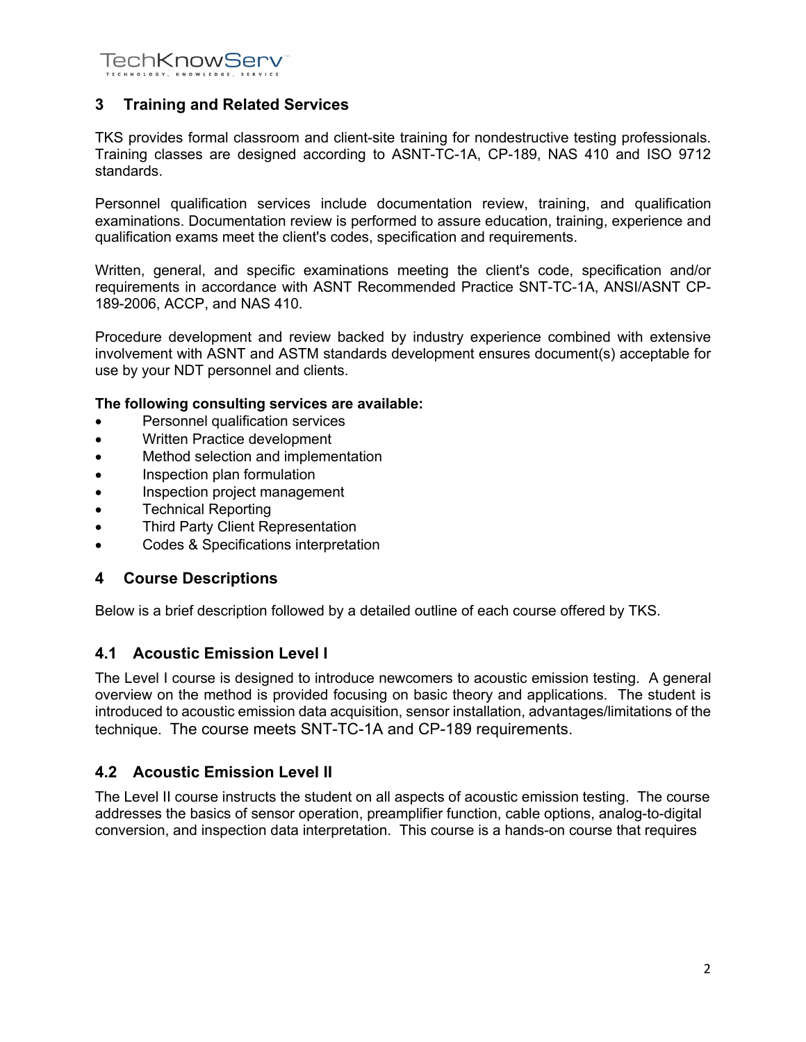## 3 Training and Related Services

TKS provides formal classroom and client-site training for nondestructive testing professionals. Training classes are designed according to ASNT-TC-1A, CP-189, NAS 410 and ISO 9712 standards.

Personnel qualification services include documentation review, training, and qualification examinations. Documentation review is performed to assure education, training, experience and qualification exams meet the client's codes, specification and requirements.

Written, general, and specific examinations meeting the client's code, specification and/or requirements in accordance with ASNT Recommended Practice SNT-TC-1A, ANSI/ASNT CP-189-2006, ACCP, and NAS 410.

Procedure development and review backed by industry experience combined with extensive involvement with ASNT and ASTM standards development ensures document(s) acceptable for use by your NDT personnel and clients.

**The following consulting services are available:**

- Personnel qualification services
- Written Practice development
- Method selection and implementation
- Inspection plan formulation
- Inspection project management
- Technical Reporting
- Third Party Client Representation
- Codes & Specifications interpretation

## 4 Course Descriptions

Below is a brief description followed by a detailed outline of each course offered by TKS.

### 4.1 Acoustic Emission Level I

The Level I course is designed to introduce newcomers to acoustic emission testing. A general overview on the method is provided focusing on basic theory and applications. The student is introduced to acoustic emission data acquisition, sensor installation, advantages/limitations of the technique. The course meets SNT-TC-1A and CP-189 requirements.

### 4.2 Acoustic Emission Level II

The Level II course instructs the student on all aspects of acoustic emission testing. The course addresses the basics of sensor operation, preamplifier function, cable options, analog-to-digital conversion, and inspection data interpretation. This course is a hands-on course that requires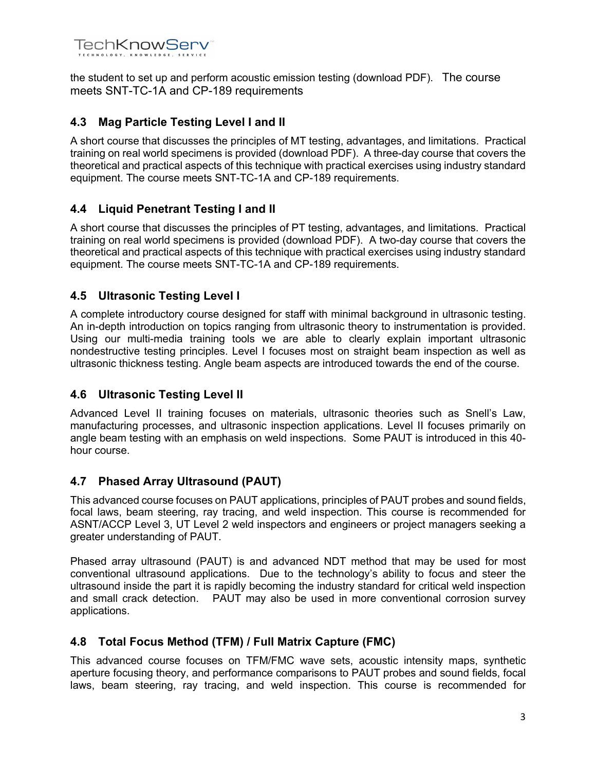the student to set up and perform acoustic emission testing (download PDF). The course meets SNT-TC-1A and CP-189 requirements

## 4.3 Mag Particle Testing Level I and II

A short course that discusses the principles of MT testing, advantages, and limitations. Practical training on real world specimens is provided (download PDF). A three-day course that covers the theoretical and practical aspects of this technique with practical exercises using industry standard equipment. The course meets SNT-TC-1A and CP-189 requirements.

## 4.4 Liquid Penetrant Testing I and II

A short course that discusses the principles of PT testing, advantages, and limitations. Practical training on real world specimens is provided (download PDF). A two-day course that covers the theoretical and practical aspects of this technique with practical exercises using industry standard equipment. The course meets SNT-TC-1A and CP-189 requirements.

## 4.5 Ultrasonic Testing Level I

A complete introductory course designed for staff with minimal background in ultrasonic testing. An in-depth introduction on topics ranging from ultrasonic theory to instrumentation is provided. Using our multi-media training tools we are able to clearly explain important ultrasonic nondestructive testing principles. Level I focuses most on straight beam inspection as well as ultrasonic thickness testing. Angle beam aspects are introduced towards the end of the course.

## 4.6 Ultrasonic Testing Level II

Advanced Level II training focuses on materials, ultrasonic theories such as Snell's Law, manufacturing processes, and ultrasonic inspection applications. Level II focuses primarily on angle beam testing with an emphasis on weld inspections. Some PAUT is introduced in this 40-hour course.

## 4.7 Phased Array Ultrasound (PAUT)

This advanced course focuses on PAUT applications, principles of PAUT probes and sound fields, focal laws, beam steering, ray tracing, and weld inspection. This course is recommended for ASNT/ACCP Level 3, UT Level 2 weld inspectors and engineers or project managers seeking a greater understanding of PAUT.

Phased array ultrasound (PAUT) is and advanced NDT method that may be used for most conventional ultrasound applications. Due to the technology's ability to focus and steer the ultrasound inside the part it is rapidly becoming the industry standard for critical weld inspection and small crack detection. PAUT may also be used in more conventional corrosion survey applications.

## 4.8 Total Focus Method (TFM) / Full Matrix Capture (FMC)

This advanced course focuses on TFM/FMC wave sets, acoustic intensity maps, synthetic aperture focusing theory, and performance comparisons to PAUT probes and sound fields, focal laws, beam steering, ray tracing, and weld inspection. This course is recommended for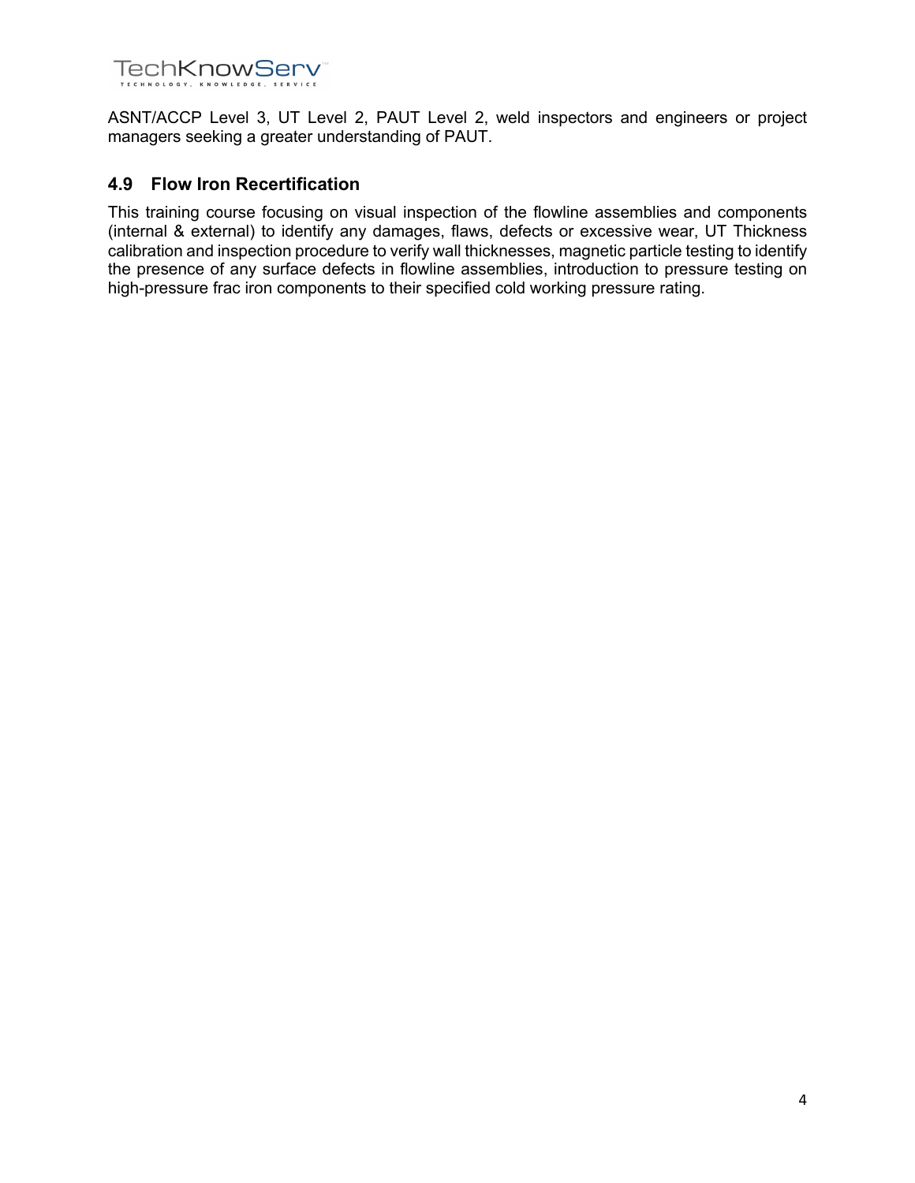ASNT/ACCP Level 3, UT Level 2, PAUT Level 2, weld inspectors and engineers or project managers seeking a greater understanding of PAUT.

## 4.9 Flow Iron Recertification

This training course focusing on visual inspection of the flowline assemblies and components (internal & external) to identify any damages, flaws, defects or excessive wear, UT Thickness calibration and inspection procedure to verify wall thicknesses, magnetic particle testing to identify the presence of any surface defects in flowline assemblies, introduction to pressure testing on high-pressure frac iron components to their specified cold working pressure rating.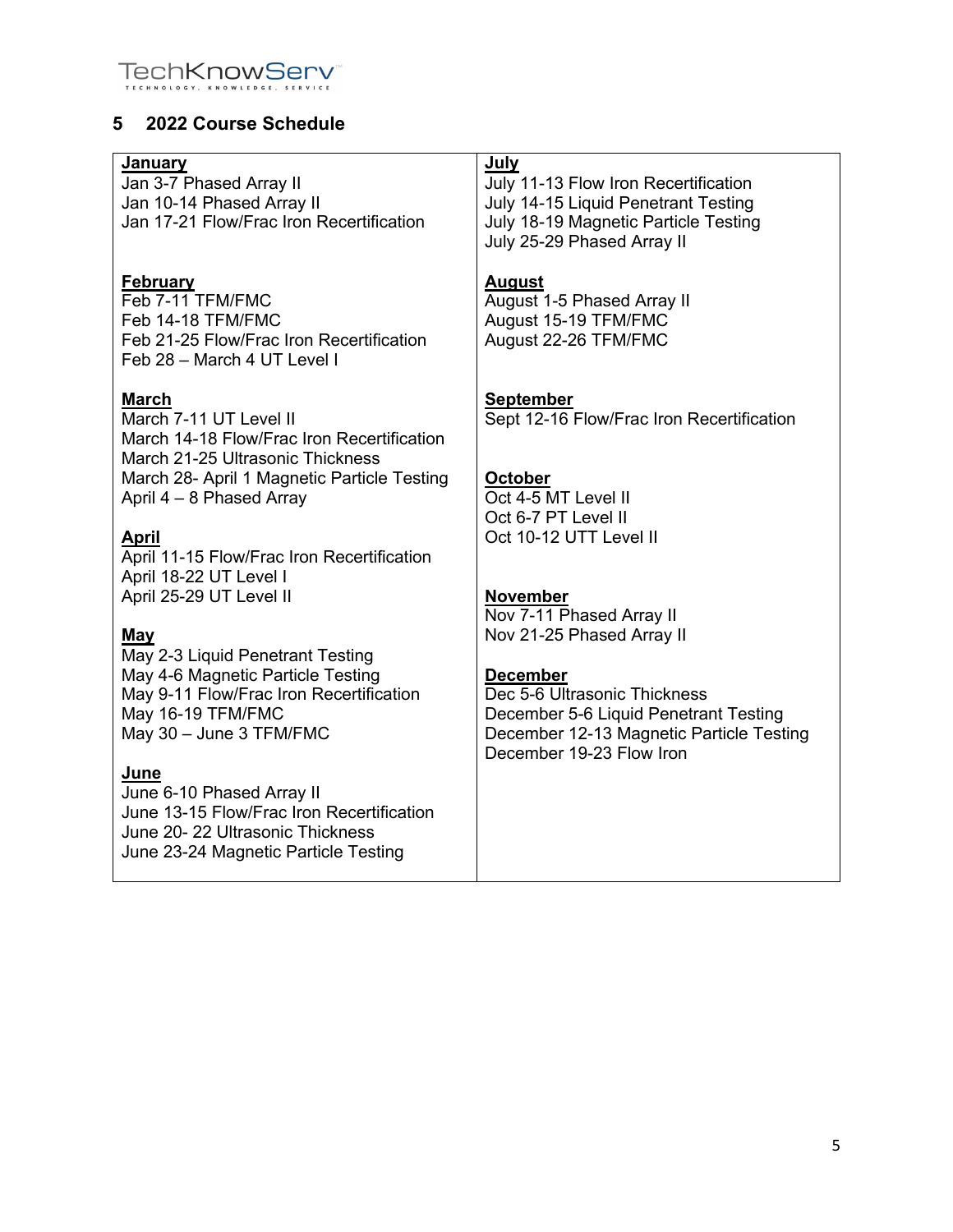## 5 2022 Course Schedule

**January**
Jan 3-7 Phased Array II
Jan 10-14 Phased Array II
Jan 17-21 Flow/Frac Iron Recertification

**February**
Feb 7-11 TFM/FMC
Feb 14-18 TFM/FMC
Feb 21-25 Flow/Frac Iron Recertification
Feb 28 – March 4 UT Level I

**March**
March 7-11 UT Level II
March 14-18 Flow/Frac Iron Recertification
March 21-25 Ultrasonic Thickness
March 28- April 1 Magnetic Particle Testing
April 4 – 8 Phased Array

**April**
April 11-15 Flow/Frac Iron Recertification
April 18-22 UT Level I
April 25-29 UT Level II

**May**
May 2-3 Liquid Penetrant Testing
May 4-6 Magnetic Particle Testing
May 9-11 Flow/Frac Iron Recertification
May 16-19 TFM/FMC
May 30 – June 3 TFM/FMC

**June**
June 6-10 Phased Array II
June 13-15 Flow/Frac Iron Recertification
June 20- 22 Ultrasonic Thickness
June 23-24 Magnetic Particle Testing

**July**
July 11-13 Flow Iron Recertification
July 14-15 Liquid Penetrant Testing
July 18-19 Magnetic Particle Testing
July 25-29 Phased Array II

**August**
August 1-5 Phased Array II
August 15-19 TFM/FMC
August 22-26 TFM/FMC

**September**
Sept 12-16 Flow/Frac Iron Recertification

**October**
Oct 4-5 MT Level II
Oct 6-7 PT Level II
Oct 10-12 UTT Level II

**November**
Nov 7-11 Phased Array II
Nov 21-25 Phased Array II

**December**
Dec 5-6 Ultrasonic Thickness
December 5-6 Liquid Penetrant Testing
December 12-13 Magnetic Particle Testing
December 19-23 Flow Iron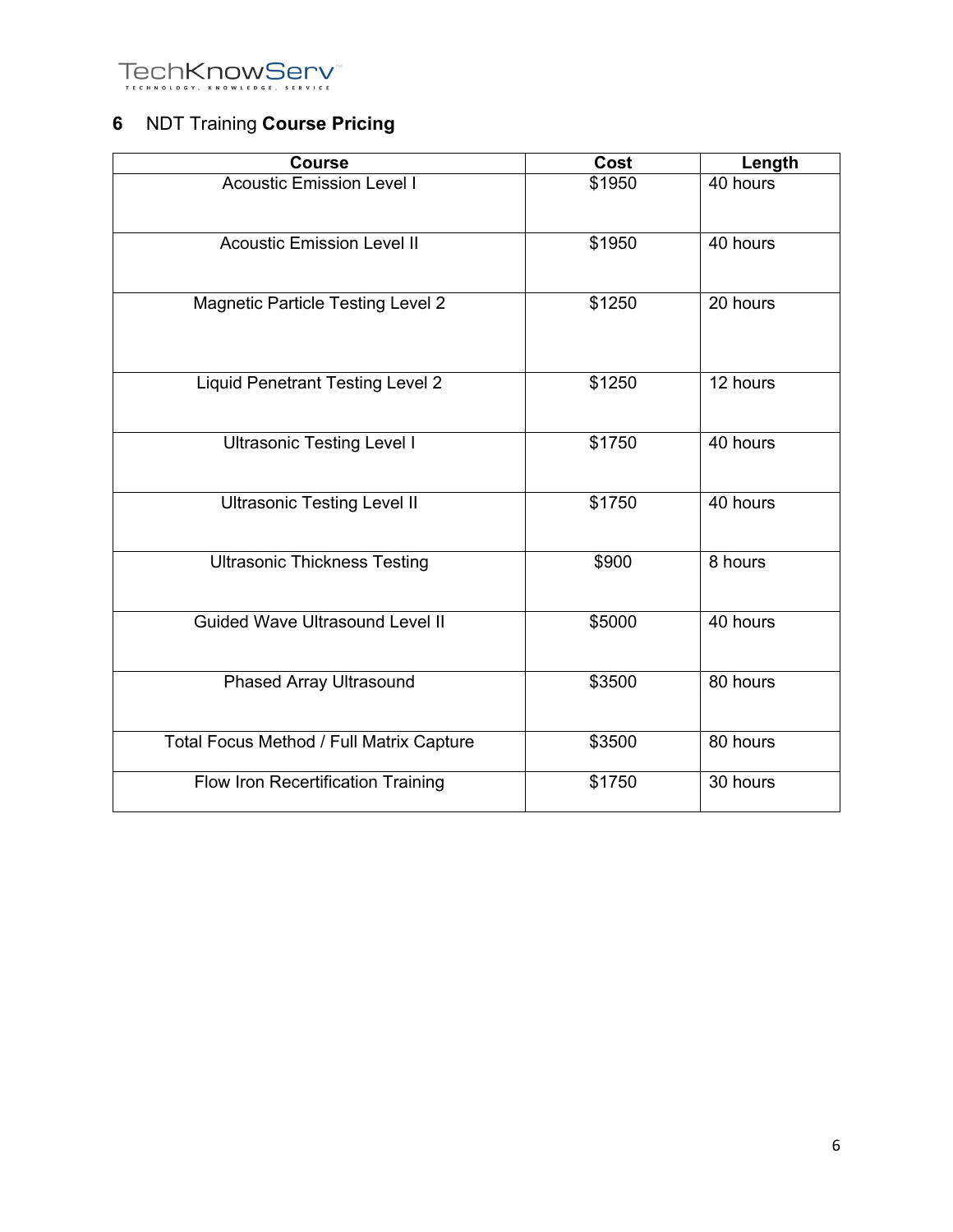## 6 NDT Training **Course Pricing**

| Course | Cost | Length |
|---|---|---|
| Acoustic Emission Level I | $1950 | 40 hours |
| Acoustic Emission Level II | $1950 | 40 hours |
| Magnetic Particle Testing Level 2 | $1250 | 20 hours |
| Liquid Penetrant Testing Level 2 | $1250 | 12 hours |
| Ultrasonic Testing Level I | $1750 | 40 hours |
| Ultrasonic Testing Level II | $1750 | 40 hours |
| Ultrasonic Thickness Testing | $900 | 8 hours |
| Guided Wave Ultrasound Level II | $5000 | 40 hours |
| Phased Array Ultrasound | $3500 | 80 hours |
| Total Focus Method / Full Matrix Capture | $3500 | 80 hours |
| Flow Iron Recertification Training | $1750 | 30 hours |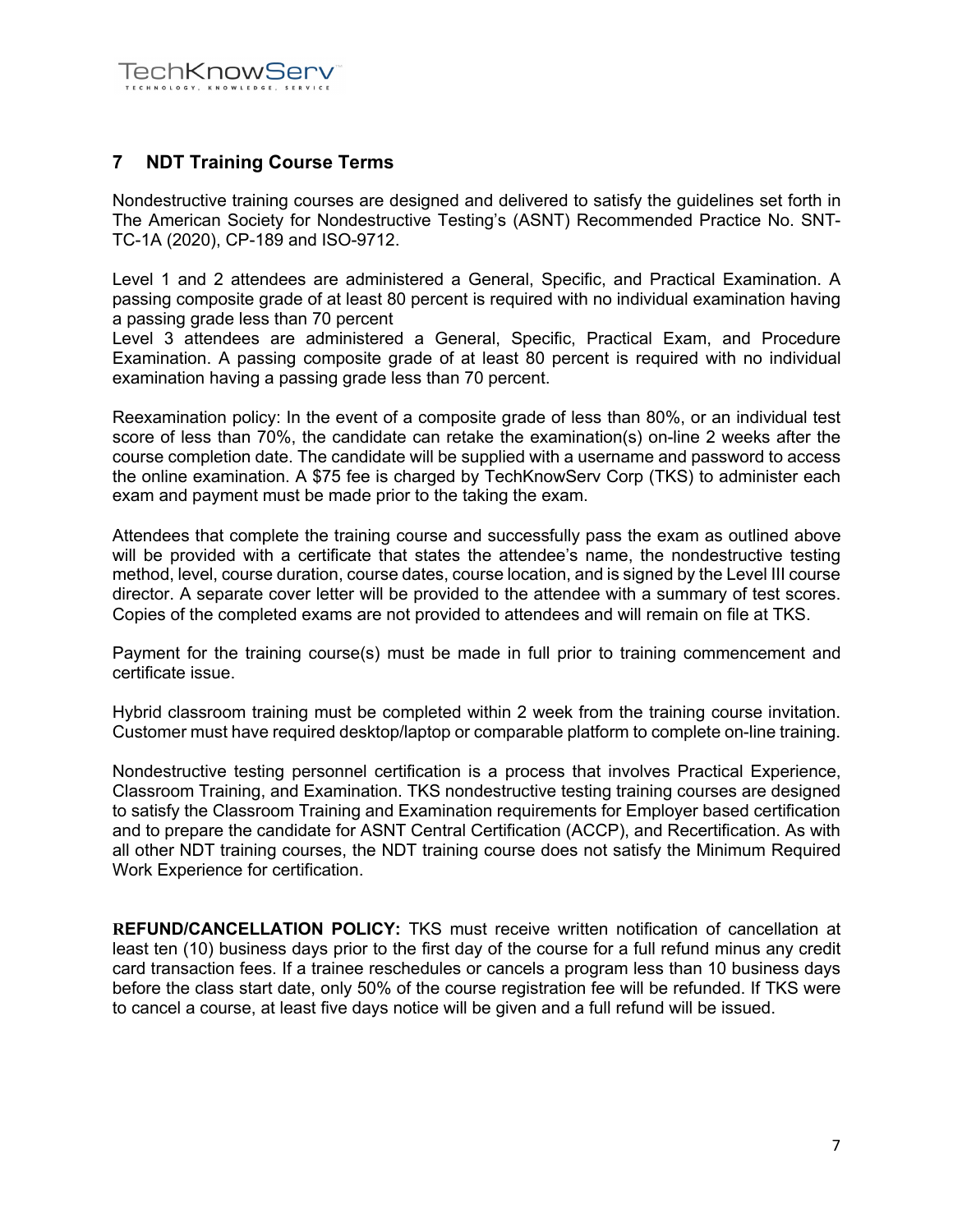## 7 NDT Training Course Terms

Nondestructive training courses are designed and delivered to satisfy the guidelines set forth in The American Society for Nondestructive Testing's (ASNT) Recommended Practice No. SNT-TC-1A (2020), CP-189 and ISO-9712.

Level 1 and 2 attendees are administered a General, Specific, and Practical Examination. A passing composite grade of at least 80 percent is required with no individual examination having a passing grade less than 70 percent
Level 3 attendees are administered a General, Specific, Practical Exam, and Procedure Examination. A passing composite grade of at least 80 percent is required with no individual examination having a passing grade less than 70 percent.

Reexamination policy: In the event of a composite grade of less than 80%, or an individual test score of less than 70%, the candidate can retake the examination(s) on-line 2 weeks after the course completion date. The candidate will be supplied with a username and password to access the online examination. A $75 fee is charged by TechKnowServ Corp (TKS) to administer each exam and payment must be made prior to the taking the exam.

Attendees that complete the training course and successfully pass the exam as outlined above will be provided with a certificate that states the attendee's name, the nondestructive testing method, level, course duration, course dates, course location, and is signed by the Level III course director. A separate cover letter will be provided to the attendee with a summary of test scores. Copies of the completed exams are not provided to attendees and will remain on file at TKS.

Payment for the training course(s) must be made in full prior to training commencement and certificate issue.

Hybrid classroom training must be completed within 2 week from the training course invitation. Customer must have required desktop/laptop or comparable platform to complete on-line training.

Nondestructive testing personnel certification is a process that involves Practical Experience, Classroom Training, and Examination. TKS nondestructive testing training courses are designed to satisfy the Classroom Training and Examination requirements for Employer based certification and to prepare the candidate for ASNT Central Certification (ACCP), and Recertification. As with all other NDT training courses, the NDT training course does not satisfy the Minimum Required Work Experience for certification.

**REFUND/CANCELLATION POLICY:** TKS must receive written notification of cancellation at least ten (10) business days prior to the first day of the course for a full refund minus any credit card transaction fees. If a trainee reschedules or cancels a program less than 10 business days before the class start date, only 50% of the course registration fee will be refunded. If TKS were to cancel a course, at least five days notice will be given and a full refund will be issued.